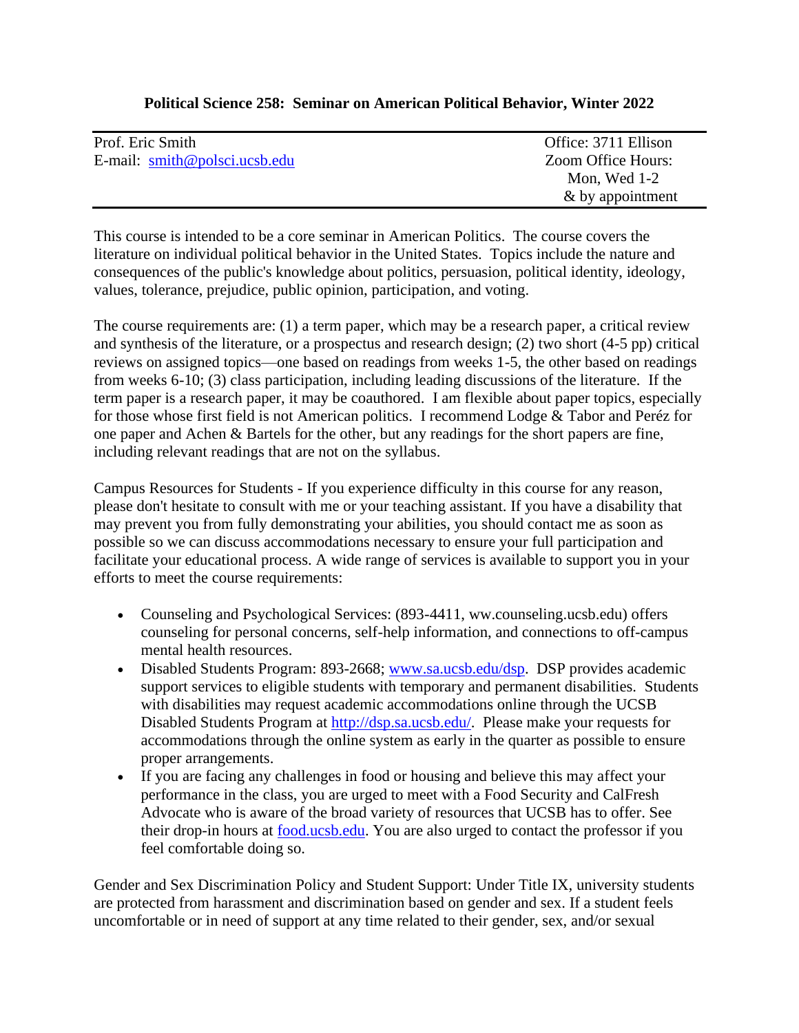**Political Science 258: Seminar on American Political Behavior, Winter 2022**

| | |
|---|---|
| Prof. Eric Smith | Office: 3711 Ellison |
| E-mail: [smith@polsci.ucsb.edu](mailto:smith@polsci.ucsb.edu) | Zoom Office Hours: Mon, Wed 1-2 & by appointment |

This course is intended to be a core seminar in American Politics. The course covers the literature on individual political behavior in the United States. Topics include the nature and consequences of the public's knowledge about politics, persuasion, political identity, ideology, values, tolerance, prejudice, public opinion, participation, and voting.

The course requirements are: (1) a term paper, which may be a research paper, a critical review and synthesis of the literature, or a prospectus and research design; (2) two short (4-5 pp) critical reviews on assigned topics—one based on readings from weeks 1-5, the other based on readings from weeks 6-10; (3) class participation, including leading discussions of the literature. If the term paper is a research paper, it may be coauthored. I am flexible about paper topics, especially for those whose first field is not American politics. I recommend Lodge & Tabor and Peréz for one paper and Achen & Bartels for the other, but any readings for the short papers are fine, including relevant readings that are not on the syllabus.

Campus Resources for Students - If you experience difficulty in this course for any reason, please don't hesitate to consult with me or your teaching assistant. If you have a disability that may prevent you from fully demonstrating your abilities, you should contact me as soon as possible so we can discuss accommodations necessary to ensure your full participation and facilitate your educational process. A wide range of services is available to support you in your efforts to meet the course requirements:

- Counseling and Psychological Services: (893-4411, ww.counseling.ucsb.edu) offers counseling for personal concerns, self-help information, and connections to off-campus mental health resources.
- Disabled Students Program: 893-2668; [www.sa.ucsb.edu/dsp](http://www.sa.ucsb.edu/dsp). DSP provides academic support services to eligible students with temporary and permanent disabilities. Students with disabilities may request academic accommodations online through the UCSB Disabled Students Program at [http://dsp.sa.ucsb.edu/](http://dsp.sa.ucsb.edu/). Please make your requests for accommodations through the online system as early in the quarter as possible to ensure proper arrangements.
- If you are facing any challenges in food or housing and believe this may affect your performance in the class, you are urged to meet with a Food Security and CalFresh Advocate who is aware of the broad variety of resources that UCSB has to offer. See their drop-in hours at [food.ucsb.edu](http://food.ucsb.edu). You are also urged to contact the professor if you feel comfortable doing so.

Gender and Sex Discrimination Policy and Student Support: Under Title IX, university students are protected from harassment and discrimination based on gender and sex. If a student feels uncomfortable or in need of support at any time related to their gender, sex, and/or sexual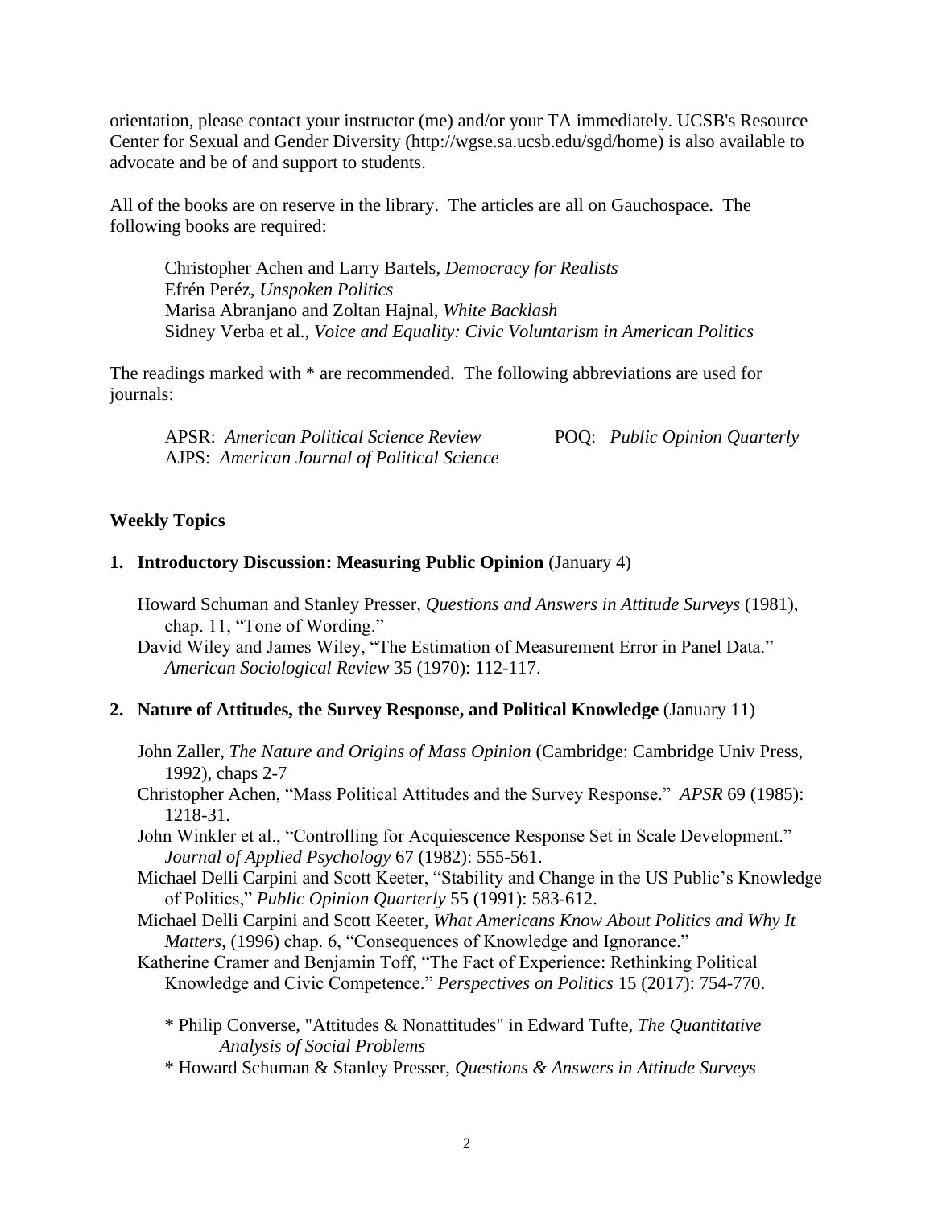orientation, please contact your instructor (me) and/or your TA immediately. UCSB's Resource Center for Sexual and Gender Diversity (http://wgse.sa.ucsb.edu/sgd/home) is also available to advocate and be of and support to students.

All of the books are on reserve in the library. The articles are all on Gauchospace. The following books are required:

> Christopher Achen and Larry Bartels, *Democracy for Realists*
> Efrén Peréz, *Unspoken Politics*
> Marisa Abranjano and Zoltan Hajnal, *White Backlash*
> Sidney Verba et al., *Voice and Equality: Civic Voluntarism in American Politics*

The readings marked with * are recommended. The following abbreviations are used for journals:

> APSR: *American Political Science Review*
> AJPS: *American Journal of Political Science*
> POQ: *Public Opinion Quarterly*

## Weekly Topics

**1. Introductory Discussion: Measuring Public Opinion** (January 4)

Howard Schuman and Stanley Presser, *Questions and Answers in Attitude Surveys* (1981), chap. 11, "Tone of Wording."

David Wiley and James Wiley, "The Estimation of Measurement Error in Panel Data." *American Sociological Review* 35 (1970): 112-117.

**2. Nature of Attitudes, the Survey Response, and Political Knowledge** (January 11)

John Zaller, *The Nature and Origins of Mass Opinion* (Cambridge: Cambridge Univ Press, 1992), chaps 2-7

Christopher Achen, "Mass Political Attitudes and the Survey Response." *APSR* 69 (1985): 1218-31.

John Winkler et al., "Controlling for Acquiescence Response Set in Scale Development." *Journal of Applied Psychology* 67 (1982): 555-561.

Michael Delli Carpini and Scott Keeter, "Stability and Change in the US Public's Knowledge of Politics," *Public Opinion Quarterly* 55 (1991): 583-612.

Michael Delli Carpini and Scott Keeter, *What Americans Know About Politics and Why It Matters*, (1996) chap. 6, "Consequences of Knowledge and Ignorance."

Katherine Cramer and Benjamin Toff, "The Fact of Experience: Rethinking Political Knowledge and Civic Competence." *Perspectives on Politics* 15 (2017): 754-770.

> * Philip Converse, "Attitudes & Nonattitudes" in Edward Tufte, *The Quantitative Analysis of Social Problems*
> * Howard Schuman & Stanley Presser, *Questions & Answers in Attitude Surveys*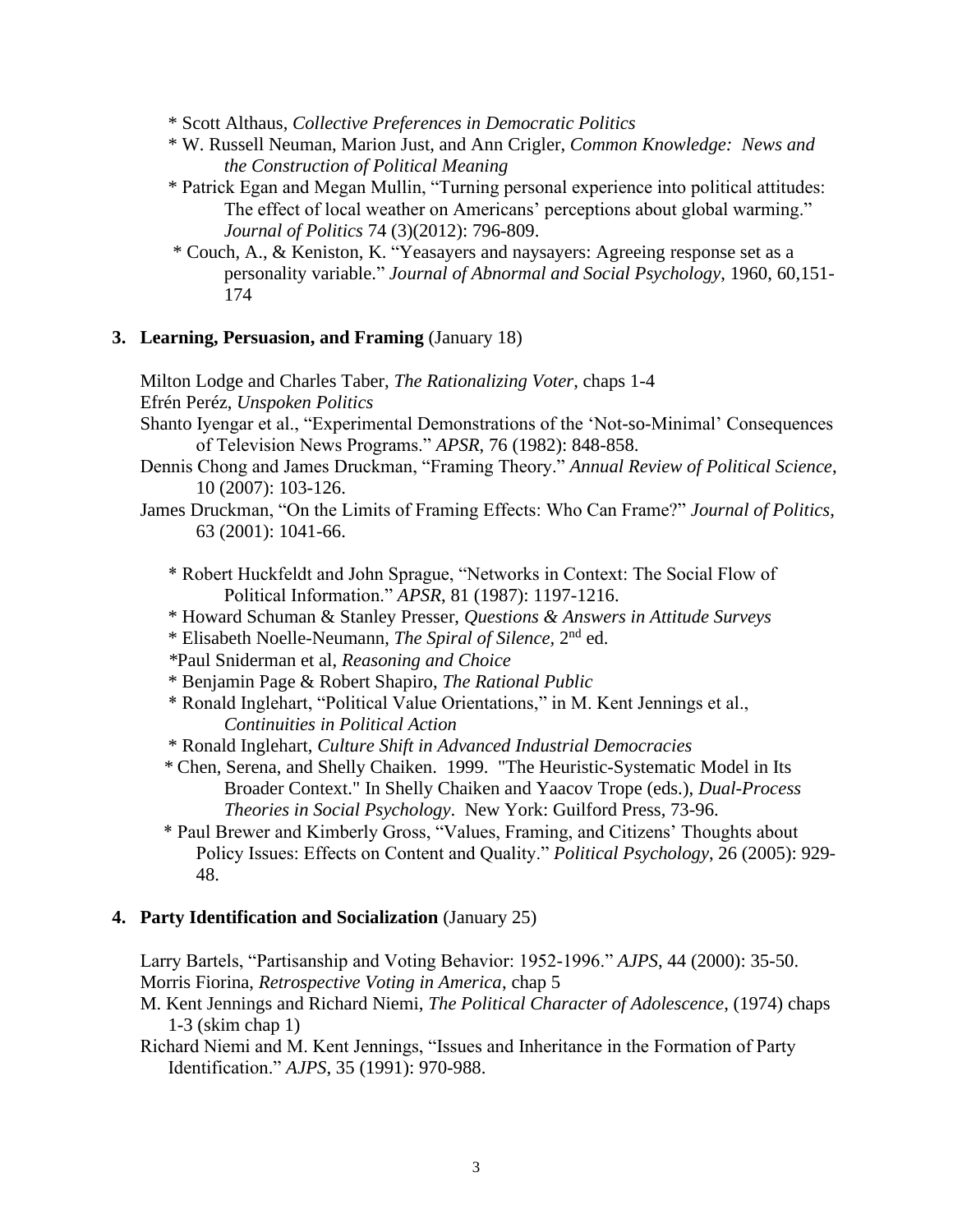* Scott Althaus, *Collective Preferences in Democratic Politics*
* W. Russell Neuman, Marion Just, and Ann Crigler, *Common Knowledge: News and the Construction of Political Meaning*
* Patrick Egan and Megan Mullin, "Turning personal experience into political attitudes: The effect of local weather on Americans' perceptions about global warming." *Journal of Politics* 74 (3)(2012): 796-809.
* Couch, A., & Keniston, K. "Yeasayers and naysayers: Agreeing response set as a personality variable." *Journal of Abnormal and Social Psychology*, 1960, 60,151-174

**3. Learning, Persuasion, and Framing** (January 18)

Milton Lodge and Charles Taber, *The Rationalizing Voter*, chaps 1-4

Efrén Peréz, *Unspoken Politics*

Shanto Iyengar et al., "Experimental Demonstrations of the 'Not-so-Minimal' Consequences of Television News Programs." *APSR*, 76 (1982): 848-858.

Dennis Chong and James Druckman, "Framing Theory." *Annual Review of Political Science*, 10 (2007): 103-126.

James Druckman, "On the Limits of Framing Effects: Who Can Frame?" *Journal of Politics*, 63 (2001): 1041-66.

* Robert Huckfeldt and John Sprague, "Networks in Context: The Social Flow of Political Information." *APSR*, 81 (1987): 1197-1216.
* Howard Schuman & Stanley Presser, *Questions & Answers in Attitude Surveys*
* Elisabeth Noelle-Neumann, *The Spiral of Silence*, 2nd ed.
* Paul Sniderman et al, *Reasoning and Choice*
* Benjamin Page & Robert Shapiro, *The Rational Public*
* Ronald Inglehart, "Political Value Orientations," in M. Kent Jennings et al., *Continuities in Political Action*
* Ronald Inglehart, *Culture Shift in Advanced Industrial Democracies*
* Chen, Serena, and Shelly Chaiken. 1999. "The Heuristic-Systematic Model in Its Broader Context." In Shelly Chaiken and Yaacov Trope (eds.), *Dual-Process Theories in Social Psychology*. New York: Guilford Press, 73-96.
* Paul Brewer and Kimberly Gross, "Values, Framing, and Citizens' Thoughts about Policy Issues: Effects on Content and Quality." *Political Psychology*, 26 (2005): 929-48.

**4. Party Identification and Socialization** (January 25)

Larry Bartels, "Partisanship and Voting Behavior: 1952-1996." *AJPS*, 44 (2000): 35-50.

Morris Fiorina, *Retrospective Voting in America*, chap 5

M. Kent Jennings and Richard Niemi, *The Political Character of Adolescence*, (1974) chaps 1-3 (skim chap 1)

Richard Niemi and M. Kent Jennings, "Issues and Inheritance in the Formation of Party Identification." *AJPS*, 35 (1991): 970-988.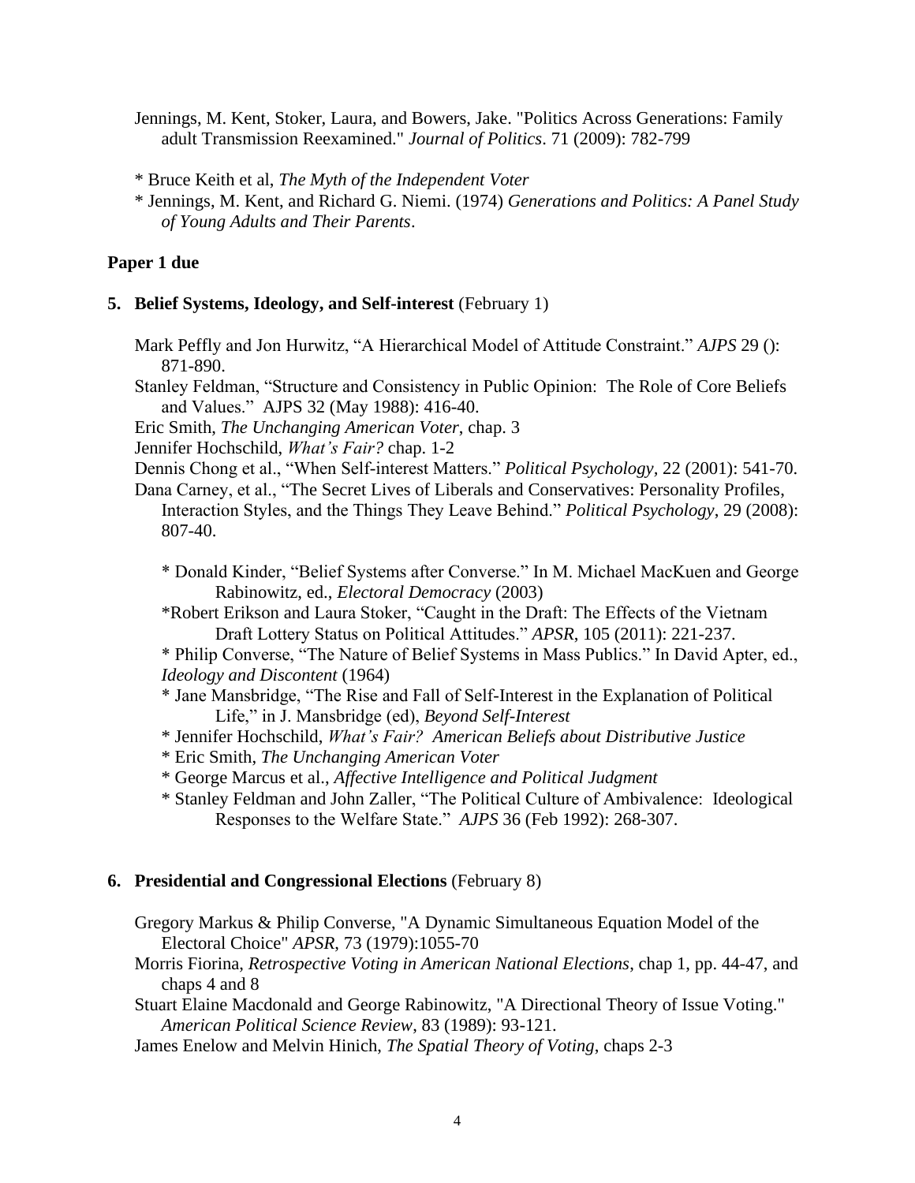Jennings, M. Kent, Stoker, Laura, and Bowers, Jake. "Politics Across Generations: Family adult Transmission Reexamined." *Journal of Politics*. 71 (2009): 782-799

\* Bruce Keith et al, *The Myth of the Independent Voter*

\* Jennings, M. Kent, and Richard G. Niemi. (1974) *Generations and Politics: A Panel Study of Young Adults and Their Parents*.

**Paper 1 due**

**5. Belief Systems, Ideology, and Self-interest** (February 1)

Mark Peffly and Jon Hurwitz, "A Hierarchical Model of Attitude Constraint." *AJPS* 29 (): 871-890.

Stanley Feldman, "Structure and Consistency in Public Opinion: The Role of Core Beliefs and Values." AJPS 32 (May 1988): 416-40.

Eric Smith, *The Unchanging American Voter*, chap. 3

Jennifer Hochschild, *What's Fair?* chap. 1-2

Dennis Chong et al., "When Self-interest Matters." *Political Psychology,* 22 (2001): 541-70.

Dana Carney, et al., "The Secret Lives of Liberals and Conservatives: Personality Profiles, Interaction Styles, and the Things They Leave Behind." *Political Psychology*, 29 (2008): 807-40.

\* Donald Kinder, "Belief Systems after Converse." In M. Michael MacKuen and George Rabinowitz, ed., *Electoral Democracy* (2003)

\*Robert Erikson and Laura Stoker, "Caught in the Draft: The Effects of the Vietnam Draft Lottery Status on Political Attitudes." *APSR*, 105 (2011): 221-237.

\* Philip Converse, "The Nature of Belief Systems in Mass Publics." In David Apter, ed., *Ideology and Discontent* (1964)

\* Jane Mansbridge, "The Rise and Fall of Self-Interest in the Explanation of Political Life," in J. Mansbridge (ed), *Beyond Self-Interest*

\* Jennifer Hochschild, *What's Fair? American Beliefs about Distributive Justice*

\* Eric Smith, *The Unchanging American Voter*

\* George Marcus et al., *Affective Intelligence and Political Judgment*

\* Stanley Feldman and John Zaller, "The Political Culture of Ambivalence: Ideological Responses to the Welfare State." *AJPS* 36 (Feb 1992): 268-307.

**6. Presidential and Congressional Elections** (February 8)

Gregory Markus & Philip Converse, "A Dynamic Simultaneous Equation Model of the Electoral Choice" *APSR*, 73 (1979):1055-70

Morris Fiorina, *Retrospective Voting in American National Elections*, chap 1, pp. 44-47, and chaps 4 and 8

Stuart Elaine Macdonald and George Rabinowitz, "A Directional Theory of Issue Voting." *American Political Science Review*, 83 (1989): 93-121.

James Enelow and Melvin Hinich, *The Spatial Theory of Voting,* chaps 2-3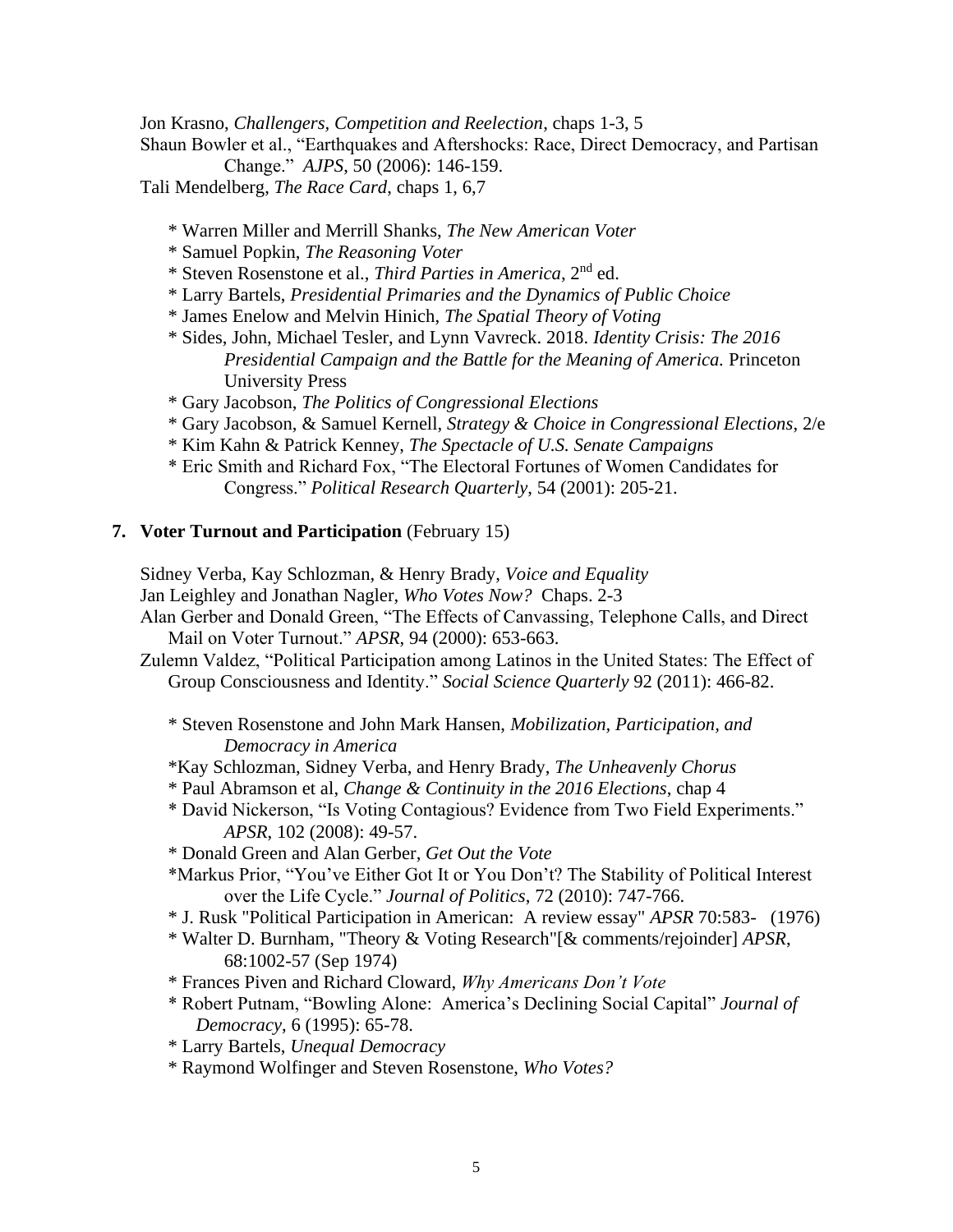Jon Krasno, *Challengers, Competition and Reelection*, chaps 1-3, 5

Shaun Bowler et al., "Earthquakes and Aftershocks: Race, Direct Democracy, and Partisan Change." *AJPS*, 50 (2006): 146-159.

Tali Mendelberg, *The Race Card*, chaps 1, 6,7

- * Warren Miller and Merrill Shanks, *The New American Voter*
- * Samuel Popkin, *The Reasoning Voter*
- * Steven Rosenstone et al., *Third Parties in America*, 2nd ed.
- * Larry Bartels, *Presidential Primaries and the Dynamics of Public Choice*
- * James Enelow and Melvin Hinich, *The Spatial Theory of Voting*
- * Sides, John, Michael Tesler, and Lynn Vavreck. 2018. *Identity Crisis: The 2016 Presidential Campaign and the Battle for the Meaning of America.* Princeton University Press
- * Gary Jacobson, *The Politics of Congressional Elections*
- * Gary Jacobson, & Samuel Kernell, *Strategy & Choice in Congressional Elections*, 2/e
- * Kim Kahn & Patrick Kenney, *The Spectacle of U.S. Senate Campaigns*
- * Eric Smith and Richard Fox, "The Electoral Fortunes of Women Candidates for Congress." *Political Research Quarterly*, 54 (2001): 205-21.

### 7. **Voter Turnout and Participation** (February 15)

Sidney Verba, Kay Schlozman, & Henry Brady, *Voice and Equality*

Jan Leighley and Jonathan Nagler, *Who Votes Now?* Chaps. 2-3

Alan Gerber and Donald Green, "The Effects of Canvassing, Telephone Calls, and Direct Mail on Voter Turnout." *APSR*, 94 (2000): 653-663.

Zulemn Valdez, "Political Participation among Latinos in the United States: The Effect of Group Consciousness and Identity." *Social Science Quarterly* 92 (2011): 466-82.

- * Steven Rosenstone and John Mark Hansen, *Mobilization, Participation, and Democracy in America*
- *Kay Schlozman, Sidney Verba, and Henry Brady, *The Unheavenly Chorus*
- * Paul Abramson et al, *Change & Continuity in the 2016 Elections*, chap 4
- * David Nickerson, "Is Voting Contagious? Evidence from Two Field Experiments." *APSR*, 102 (2008): 49-57.
- * Donald Green and Alan Gerber, *Get Out the Vote*
- *Markus Prior, "You've Either Got It or You Don't? The Stability of Political Interest over the Life Cycle." *Journal of Politics*, 72 (2010): 747-766.
- * J. Rusk "Political Participation in American: A review essay" *APSR* 70:583- (1976)
- * Walter D. Burnham, "Theory & Voting Research"[& comments/rejoinder] *APSR*, 68:1002-57 (Sep 1974)
- * Frances Piven and Richard Cloward, *Why Americans Don't Vote*
- * Robert Putnam, "Bowling Alone: America's Declining Social Capital" *Journal of Democracy*, 6 (1995): 65-78.
- * Larry Bartels, *Unequal Democracy*
- * Raymond Wolfinger and Steven Rosenstone, *Who Votes?*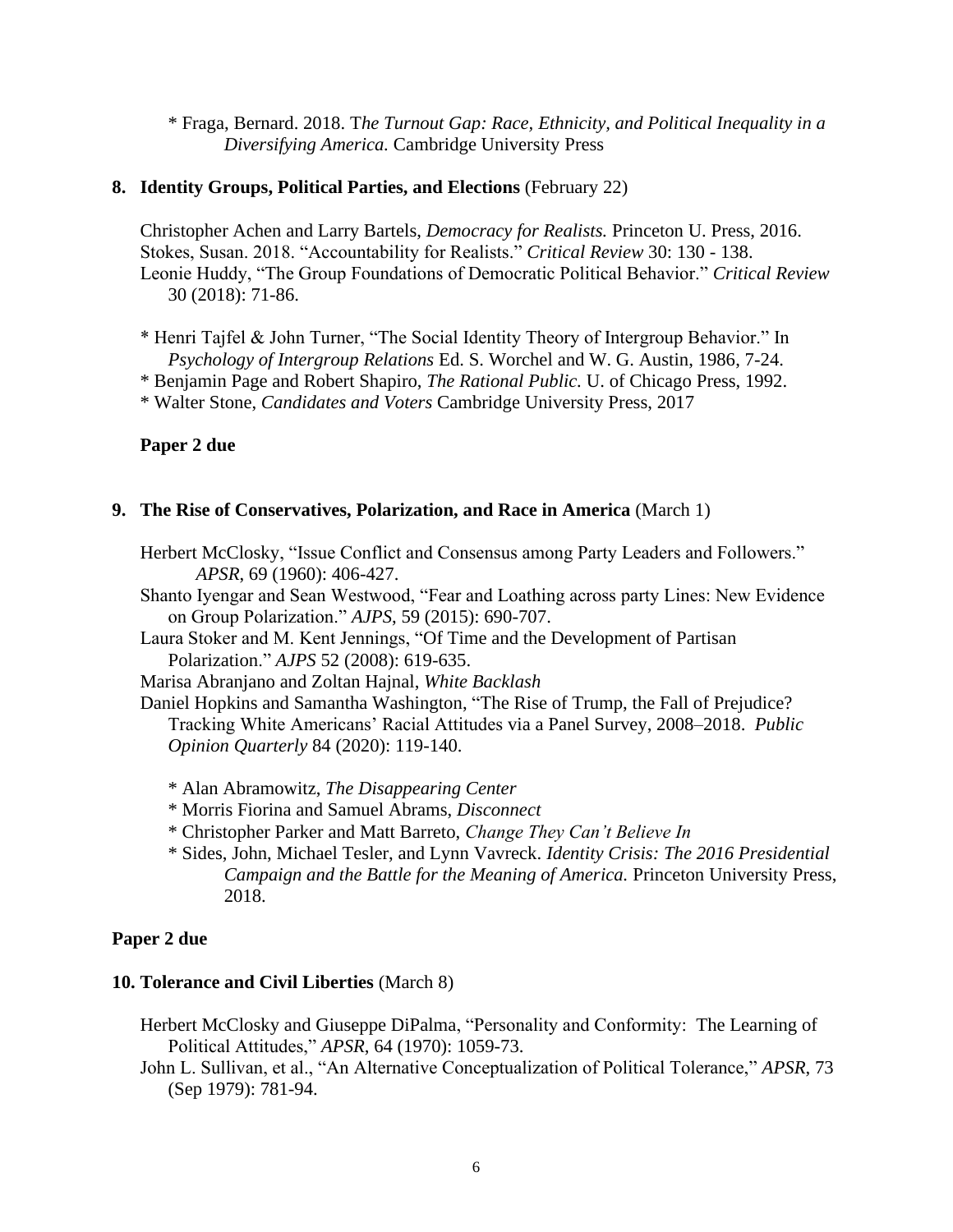* Fraga, Bernard. 2018. T*he Turnout Gap: Race, Ethnicity, and Political Inequality in a Diversifying America.* Cambridge University Press

**8. Identity Groups, Political Parties, and Elections** (February 22)

Christopher Achen and Larry Bartels, *Democracy for Realists.* Princeton U. Press, 2016.
Stokes, Susan. 2018. "Accountability for Realists." *Critical Review* 30: 130 - 138.
Leonie Huddy, "The Group Foundations of Democratic Political Behavior." *Critical Review* 30 (2018): 71-86.

* Henri Tajfel & John Turner, "The Social Identity Theory of Intergroup Behavior." In *Psychology of Intergroup Relations* Ed. S. Worchel and W. G. Austin, 1986, 7-24.
* Benjamin Page and Robert Shapiro, *The Rational Public.* U. of Chicago Press, 1992.
* Walter Stone, *Candidates and Voters* Cambridge University Press, 2017

**Paper 2 due**

**9. The Rise of Conservatives, Polarization, and Race in America** (March 1)

Herbert McClosky, "Issue Conflict and Consensus among Party Leaders and Followers." *APSR,* 69 (1960): 406-427.
Shanto Iyengar and Sean Westwood, "Fear and Loathing across party Lines: New Evidence on Group Polarization." *AJPS,* 59 (2015): 690-707.
Laura Stoker and M. Kent Jennings, "Of Time and the Development of Partisan Polarization." *AJPS* 52 (2008): 619-635.
Marisa Abranjano and Zoltan Hajnal, *White Backlash*
Daniel Hopkins and Samantha Washington, "The Rise of Trump, the Fall of Prejudice? Tracking White Americans' Racial Attitudes via a Panel Survey, 2008–2018. *Public Opinion Quarterly* 84 (2020): 119-140.

* Alan Abramowitz, *The Disappearing Center*
* Morris Fiorina and Samuel Abrams, *Disconnect*
* Christopher Parker and Matt Barreto, *Change They Can't Believe In*
* Sides, John, Michael Tesler, and Lynn Vavreck. *Identity Crisis: The 2016 Presidential Campaign and the Battle for the Meaning of America.* Princeton University Press, 2018.

**Paper 2 due**

**10. Tolerance and Civil Liberties** (March 8)

Herbert McClosky and Giuseppe DiPalma, "Personality and Conformity: The Learning of Political Attitudes," *APSR*, 64 (1970): 1059-73.
John L. Sullivan, et al., "An Alternative Conceptualization of Political Tolerance," *APSR*, 73 (Sep 1979): 781-94.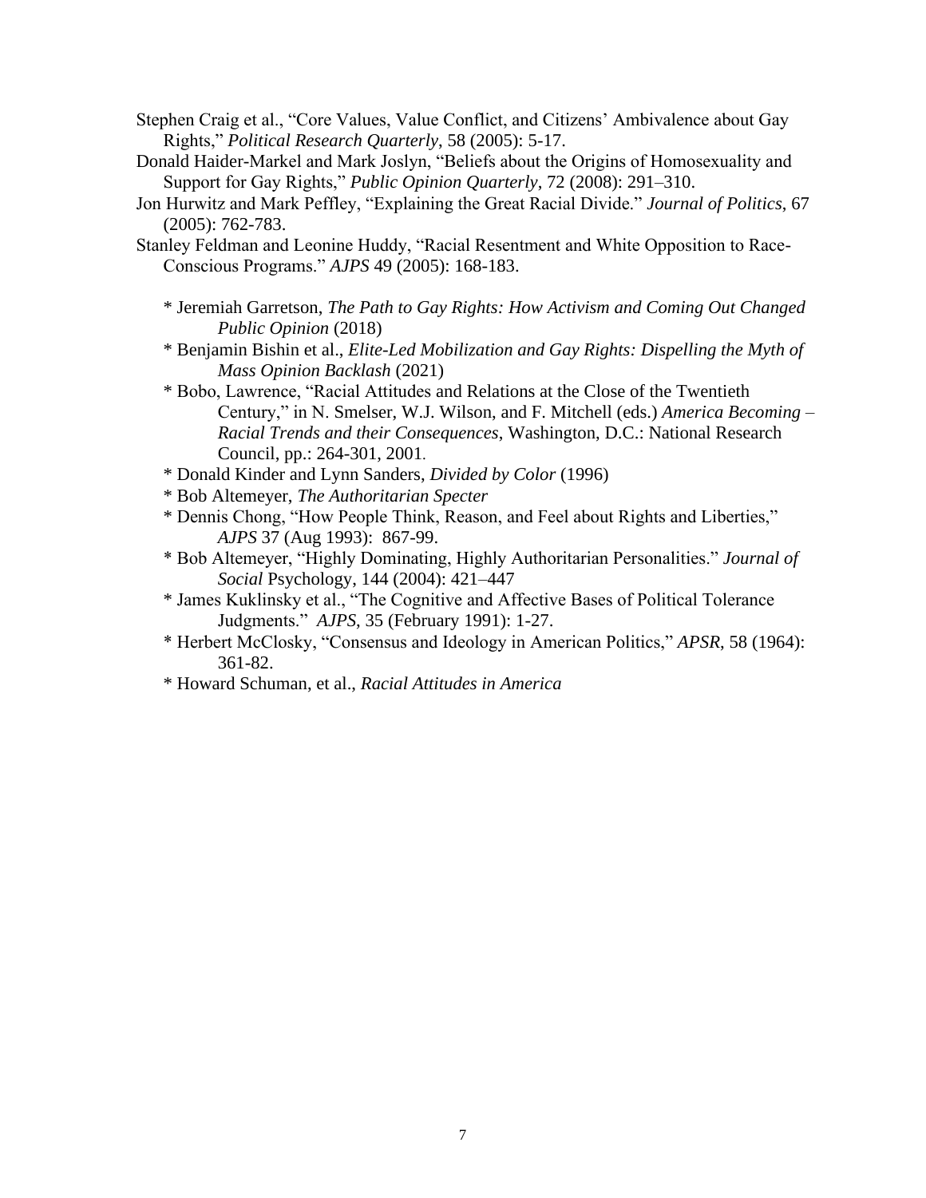Stephen Craig et al., "Core Values, Value Conflict, and Citizens' Ambivalence about Gay Rights," *Political Research Quarterly*, 58 (2005): 5-17.

Donald Haider-Markel and Mark Joslyn, "Beliefs about the Origins of Homosexuality and Support for Gay Rights," *Public Opinion Quarterly*, 72 (2008): 291–310.

Jon Hurwitz and Mark Peffley, "Explaining the Great Racial Divide." *Journal of Politics*, 67 (2005): 762-783.

Stanley Feldman and Leonine Huddy, "Racial Resentment and White Opposition to Race-Conscious Programs." *AJPS* 49 (2005): 168-183.

- * Jeremiah Garretson, *The Path to Gay Rights: How Activism and Coming Out Changed Public Opinion* (2018)
- * Benjamin Bishin et al., *Elite-Led Mobilization and Gay Rights: Dispelling the Myth of Mass Opinion Backlash* (2021)
- * Bobo, Lawrence, "Racial Attitudes and Relations at the Close of the Twentieth Century," in N. Smelser, W.J. Wilson, and F. Mitchell (eds.) *America Becoming – Racial Trends and their Consequences*, Washington, D.C.: National Research Council, pp.: 264-301, 2001.
- * Donald Kinder and Lynn Sanders, *Divided by Color* (1996)
- * Bob Altemeyer, *The Authoritarian Specter*
- * Dennis Chong, "How People Think, Reason, and Feel about Rights and Liberties," *AJPS* 37 (Aug 1993): 867-99.
- * Bob Altemeyer, "Highly Dominating, Highly Authoritarian Personalities." *Journal of Social* Psychology, 144 (2004): 421–447
- * James Kuklinsky et al., "The Cognitive and Affective Bases of Political Tolerance Judgments." *AJPS*, 35 (February 1991): 1-27.
- * Herbert McClosky, "Consensus and Ideology in American Politics," *APSR*, 58 (1964): 361-82.
- * Howard Schuman, et al., *Racial Attitudes in America*